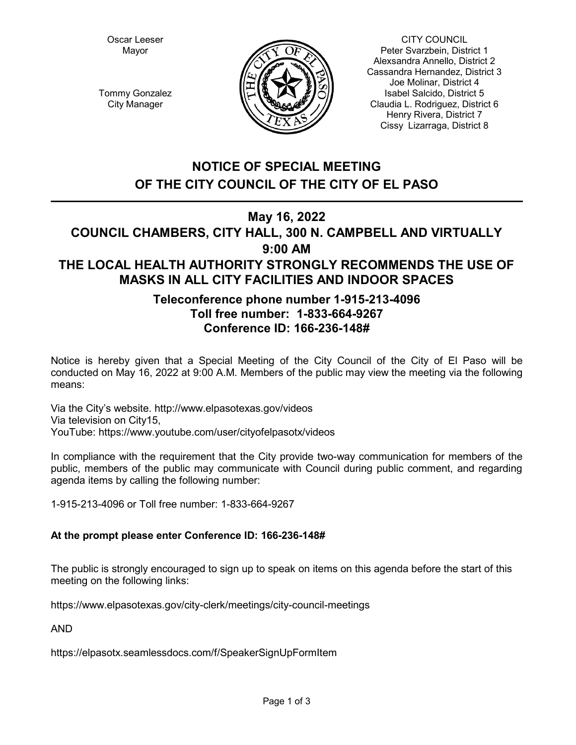Oscar Leeser
Mayor

Tommy Gonzalez
City Manager

CITY COUNCIL
Peter Svarzbein, District 1
Alexsandra Annello, District 2
Cassandra Hernandez, District 3
Joe Molinar, District 4
Isabel Salcido, District 5
Claudia L. Rodriguez, District 6
Henry Rivera, District 7
Cissy Lizarraga, District 8

# NOTICE OF SPECIAL MEETING OF THE CITY COUNCIL OF THE CITY OF EL PASO

## May 16, 2022
## COUNCIL CHAMBERS, CITY HALL, 300 N. CAMPBELL AND VIRTUALLY
## 9:00 AM
## THE LOCAL HEALTH AUTHORITY STRONGLY RECOMMENDS THE USE OF MASKS IN ALL CITY FACILITIES AND INDOOR SPACES

### Teleconference phone number 1-915-213-4096
### Toll free number: 1-833-664-9267
### Conference ID: 166-236-148#

Notice is hereby given that a Special Meeting of the City Council of the City of El Paso will be conducted on May 16, 2022 at 9:00 A.M. Members of the public may view the meeting via the following means:

Via the City's website. http://www.elpasotexas.gov/videos
Via television on City15,
YouTube: https://www.youtube.com/user/cityofelpasotx/videos

In compliance with the requirement that the City provide two-way communication for members of the public, members of the public may communicate with Council during public comment, and regarding agenda items by calling the following number:

1-915-213-4096 or Toll free number: 1-833-664-9267

**At the prompt please enter Conference ID: 166-236-148#**

The public is strongly encouraged to sign up to speak on items on this agenda before the start of this meeting on the following links:

https://www.elpasotexas.gov/city-clerk/meetings/city-council-meetings

AND

https://elpasotx.seamlessdocs.com/f/SpeakerSignUpFormItem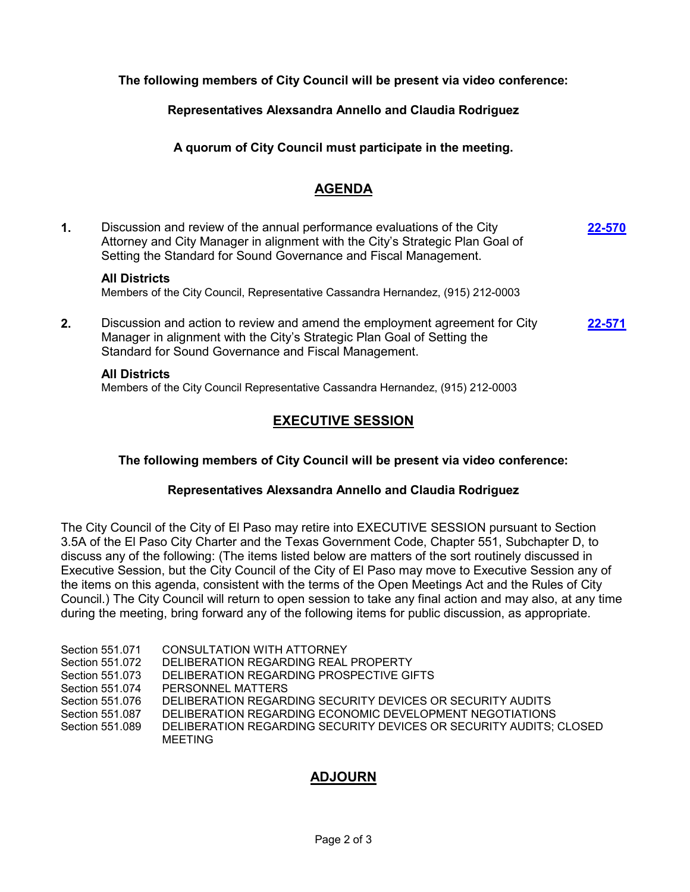**The following members of City Council will be present via video conference:**

**Representatives Alexsandra Annello and Claudia Rodriguez**

**A quorum of City Council must participate in the meeting.**

## AGENDA

**1.** Discussion and review of the annual performance evaluations of the City Attorney and City Manager in alignment with the City's Strategic Plan Goal of Setting the Standard for Sound Governance and Fiscal Management. **22-570**

**All Districts**

Members of the City Council, Representative Cassandra Hernandez, (915) 212-0003

**2.** Discussion and action to review and amend the employment agreement for City Manager in alignment with the City's Strategic Plan Goal of Setting the Standard for Sound Governance and Fiscal Management. **22-571**

**All Districts**

Members of the City Council Representative Cassandra Hernandez, (915) 212-0003

## EXECUTIVE SESSION

**The following members of City Council will be present via video conference:**

**Representatives Alexsandra Annello and Claudia Rodriguez**

The City Council of the City of El Paso may retire into EXECUTIVE SESSION pursuant to Section 3.5A of the El Paso City Charter and the Texas Government Code, Chapter 551, Subchapter D, to discuss any of the following: (The items listed below are matters of the sort routinely discussed in Executive Session, but the City Council of the City of El Paso may move to Executive Session any of the items on this agenda, consistent with the terms of the Open Meetings Act and the Rules of City Council.) The City Council will return to open session to take any final action and may also, at any time during the meeting, bring forward any of the following items for public discussion, as appropriate.

| | |
|---|---|
| Section 551.071 | CONSULTATION WITH ATTORNEY |
| Section 551.072 | DELIBERATION REGARDING REAL PROPERTY |
| Section 551.073 | DELIBERATION REGARDING PROSPECTIVE GIFTS |
| Section 551.074 | PERSONNEL MATTERS |
| Section 551.076 | DELIBERATION REGARDING SECURITY DEVICES OR SECURITY AUDITS |
| Section 551.087 | DELIBERATION REGARDING ECONOMIC DEVELOPMENT NEGOTIATIONS |
| Section 551.089 | DELIBERATION REGARDING SECURITY DEVICES OR SECURITY AUDITS; CLOSED MEETING |

## ADJOURN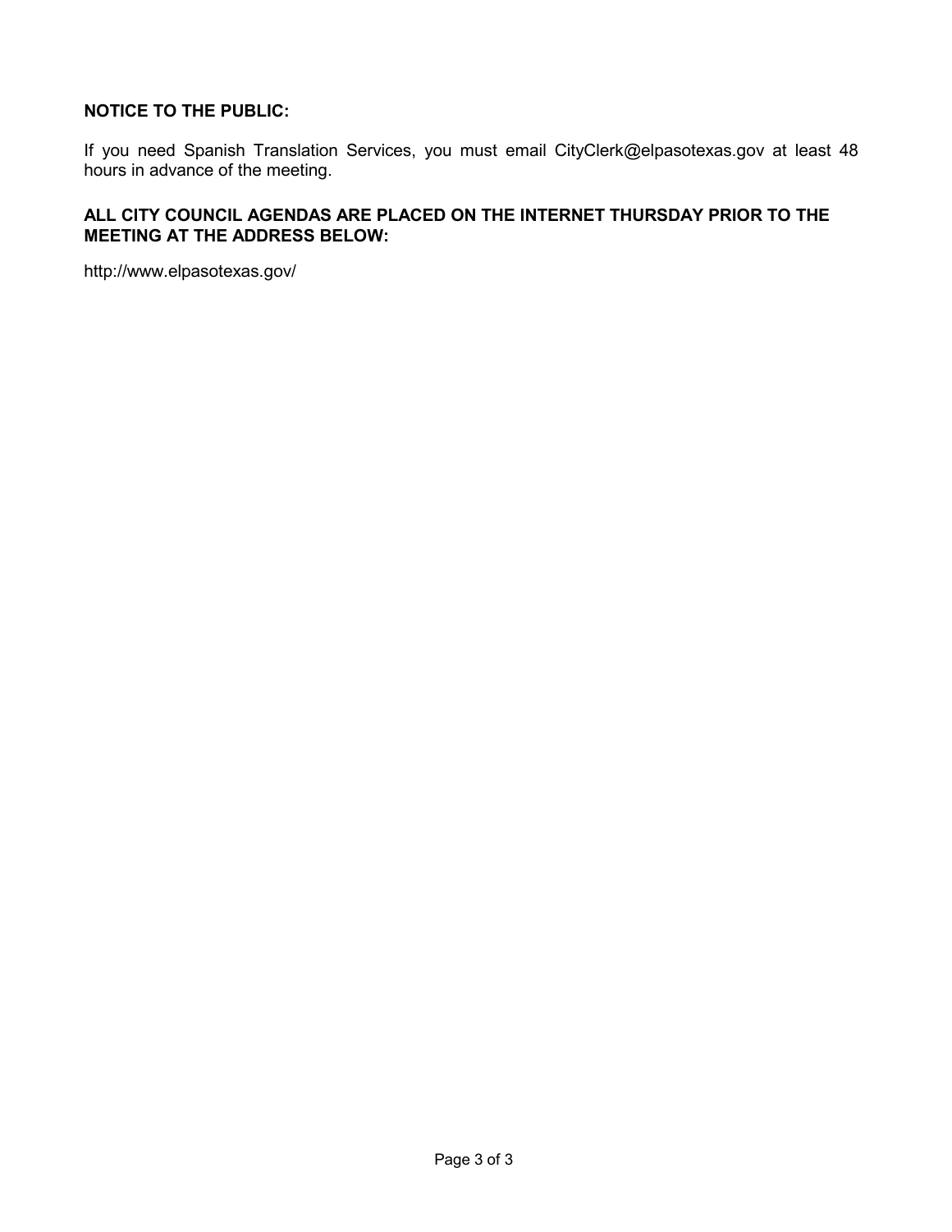**NOTICE TO THE PUBLIC:**

If you need Spanish Translation Services, you must email CityClerk@elpasotexas.gov at least 48 hours in advance of the meeting.

**ALL CITY COUNCIL AGENDAS ARE PLACED ON THE INTERNET THURSDAY PRIOR TO THE MEETING AT THE ADDRESS BELOW:**

http://www.elpasotexas.gov/